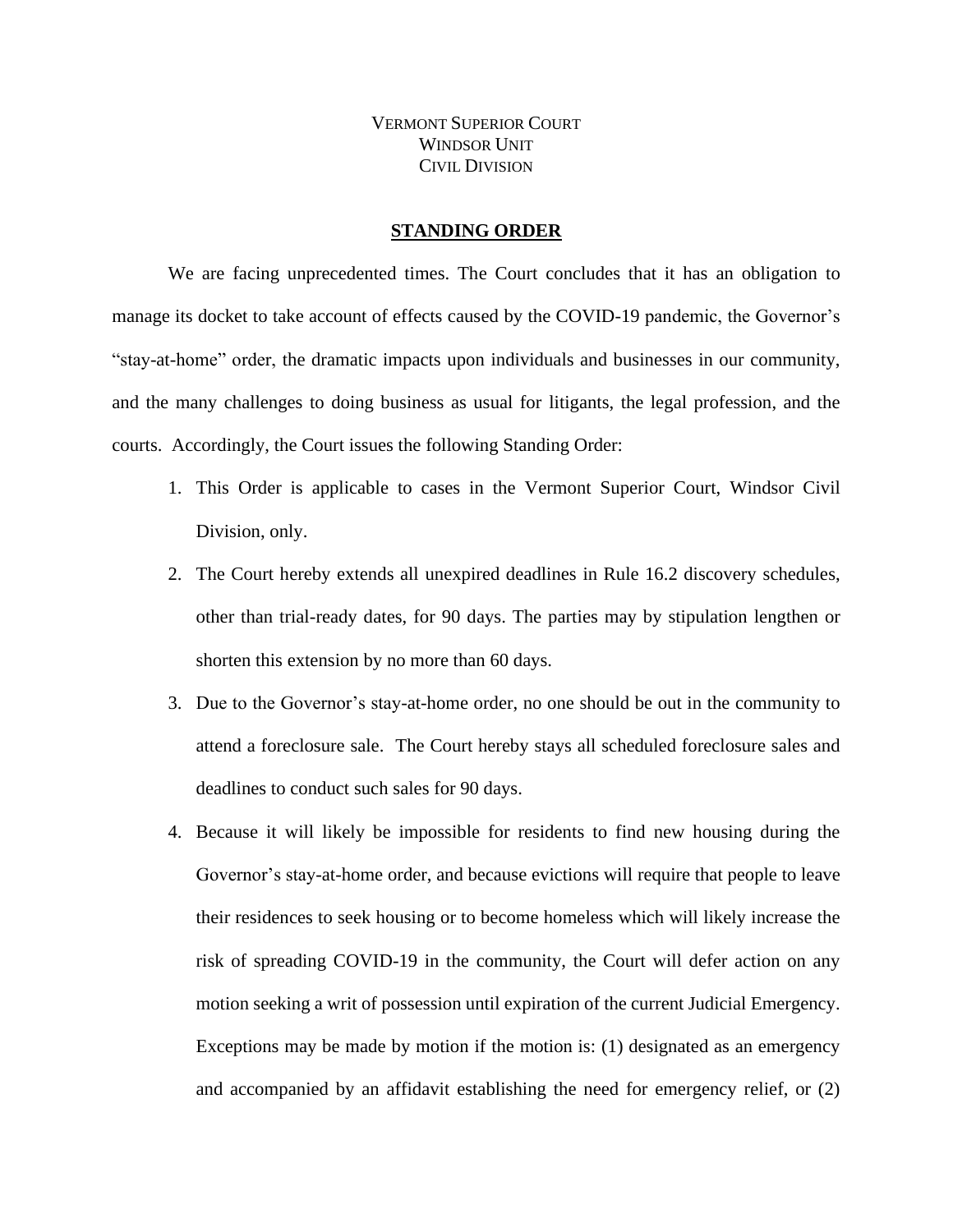VERMONT SUPERIOR COURT
WINDSOR UNIT
CIVIL DIVISION

## STANDING ORDER

We are facing unprecedented times. The Court concludes that it has an obligation to manage its docket to take account of effects caused by the COVID-19 pandemic, the Governor's "stay-at-home" order, the dramatic impacts upon individuals and businesses in our community, and the many challenges to doing business as usual for litigants, the legal profession, and the courts. Accordingly, the Court issues the following Standing Order:

1. This Order is applicable to cases in the Vermont Superior Court, Windsor Civil Division, only.
2. The Court hereby extends all unexpired deadlines in Rule 16.2 discovery schedules, other than trial-ready dates, for 90 days. The parties may by stipulation lengthen or shorten this extension by no more than 60 days.
3. Due to the Governor's stay-at-home order, no one should be out in the community to attend a foreclosure sale. The Court hereby stays all scheduled foreclosure sales and deadlines to conduct such sales for 90 days.
4. Because it will likely be impossible for residents to find new housing during the Governor's stay-at-home order, and because evictions will require that people to leave their residences to seek housing or to become homeless which will likely increase the risk of spreading COVID-19 in the community, the Court will defer action on any motion seeking a writ of possession until expiration of the current Judicial Emergency. Exceptions may be made by motion if the motion is: (1) designated as an emergency and accompanied by an affidavit establishing the need for emergency relief, or (2)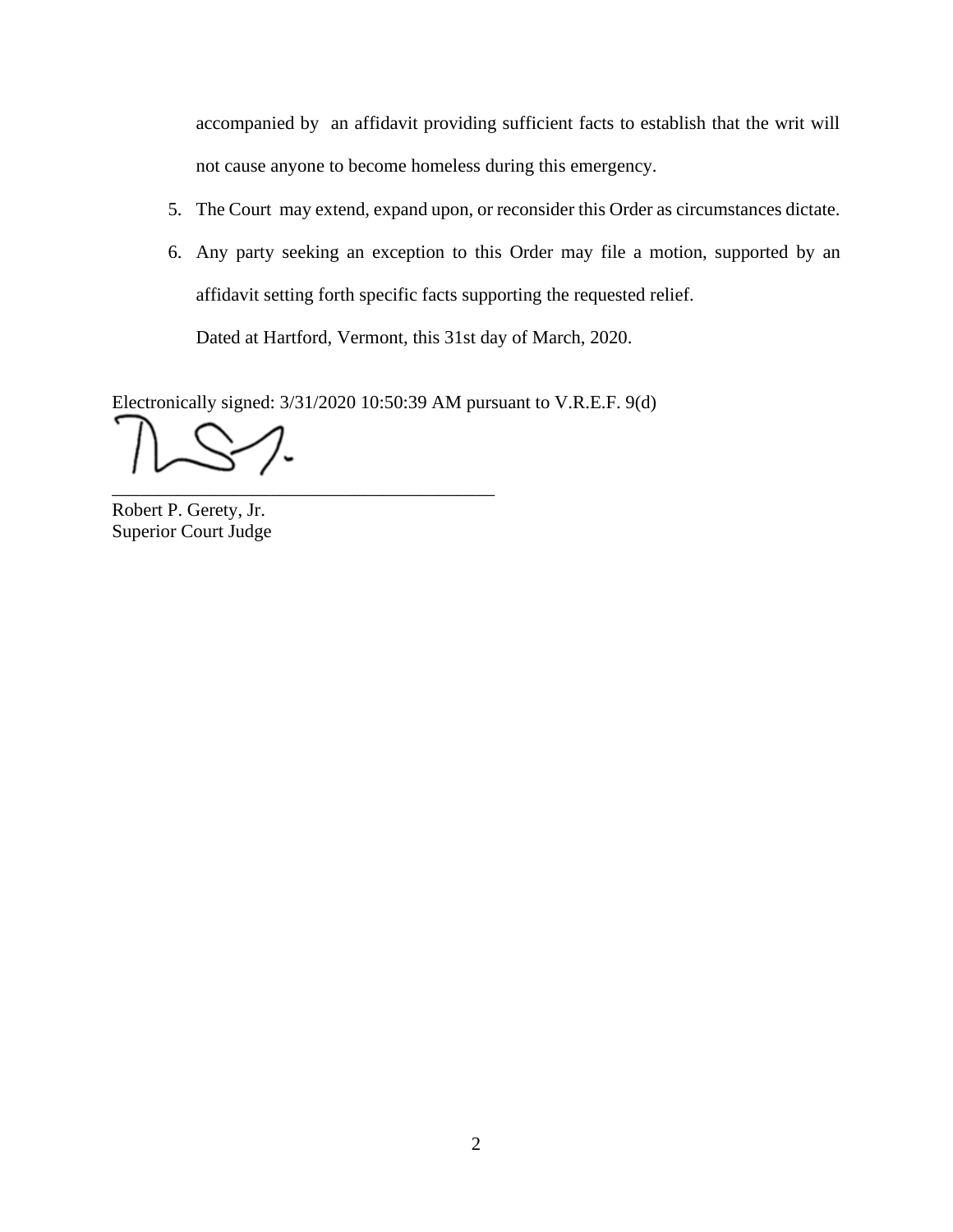accompanied by an affidavit providing sufficient facts to establish that the writ will not cause anyone to become homeless during this emergency.

5. The Court may extend, expand upon, or reconsider this Order as circumstances dictate.
6. Any party seeking an exception to this Order may file a motion, supported by an affidavit setting forth specific facts supporting the requested relief.

Dated at Hartford, Vermont, this 31st day of March, 2020.

Electronically signed: 3/31/2020 10:50:39 AM pursuant to V.R.E.F. 9(d)

_________________________________________

Robert P. Gerety, Jr.
Superior Court Judge